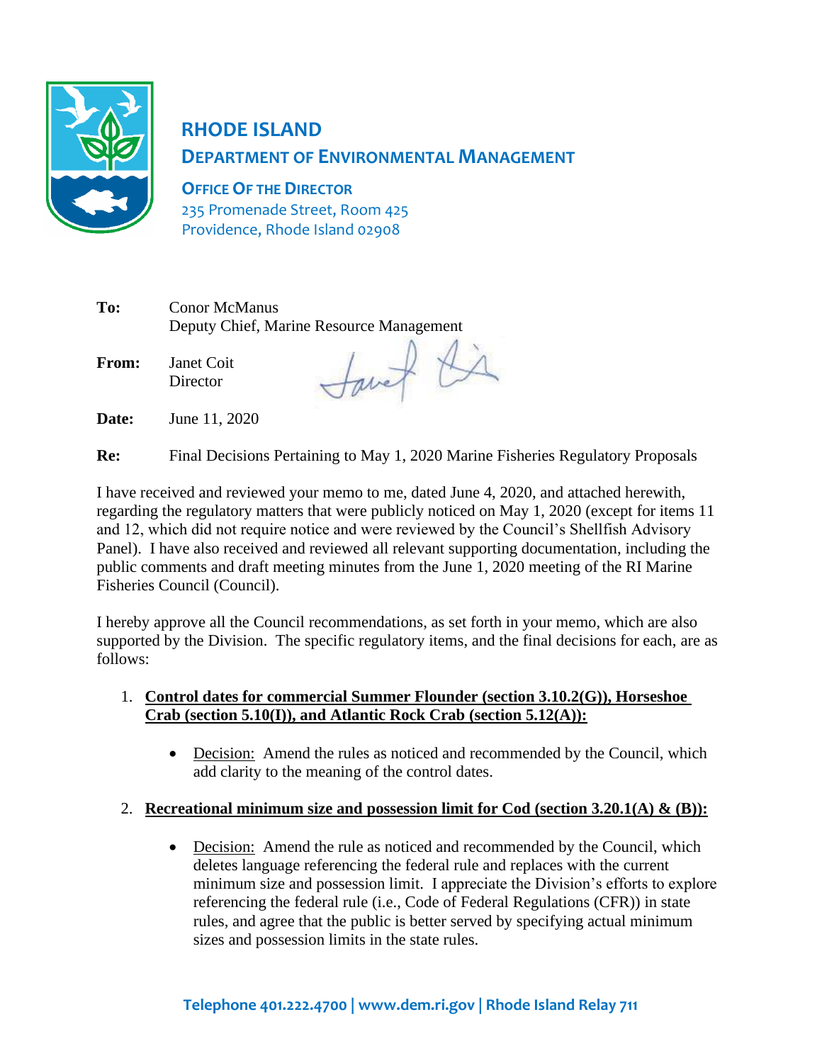# RHODE ISLAND

## DEPARTMENT OF ENVIRONMENTAL MANAGEMENT

**OFFICE OF THE DIRECTOR**
235 Promenade Street, Room 425
Providence, Rhode Island 02908

**To:** Conor McManus
Deputy Chief, Marine Resource Management

**From:** Janet Coit
Director

**Date:** June 11, 2020

**Re:** Final Decisions Pertaining to May 1, 2020 Marine Fisheries Regulatory Proposals

I have received and reviewed your memo to me, dated June 4, 2020, and attached herewith, regarding the regulatory matters that were publicly noticed on May 1, 2020 (except for items 11 and 12, which did not require notice and were reviewed by the Council's Shellfish Advisory Panel). I have also received and reviewed all relevant supporting documentation, including the public comments and draft meeting minutes from the June 1, 2020 meeting of the RI Marine Fisheries Council (Council).

I hereby approve all the Council recommendations, as set forth in your memo, which are also supported by the Division. The specific regulatory items, and the final decisions for each, are as follows:

1. **Control dates for commercial Summer Flounder (section 3.10.2(G)), Horseshoe Crab (section 5.10(I)), and Atlantic Rock Crab (section 5.12(A)):**
   - Decision: Amend the rules as noticed and recommended by the Council, which add clarity to the meaning of the control dates.

2. **Recreational minimum size and possession limit for Cod (section 3.20.1(A) & (B)):**
   - Decision: Amend the rule as noticed and recommended by the Council, which deletes language referencing the federal rule and replaces with the current minimum size and possession limit. I appreciate the Division's efforts to explore referencing the federal rule (i.e., Code of Federal Regulations (CFR)) in state rules, and agree that the public is better served by specifying actual minimum sizes and possession limits in the state rules.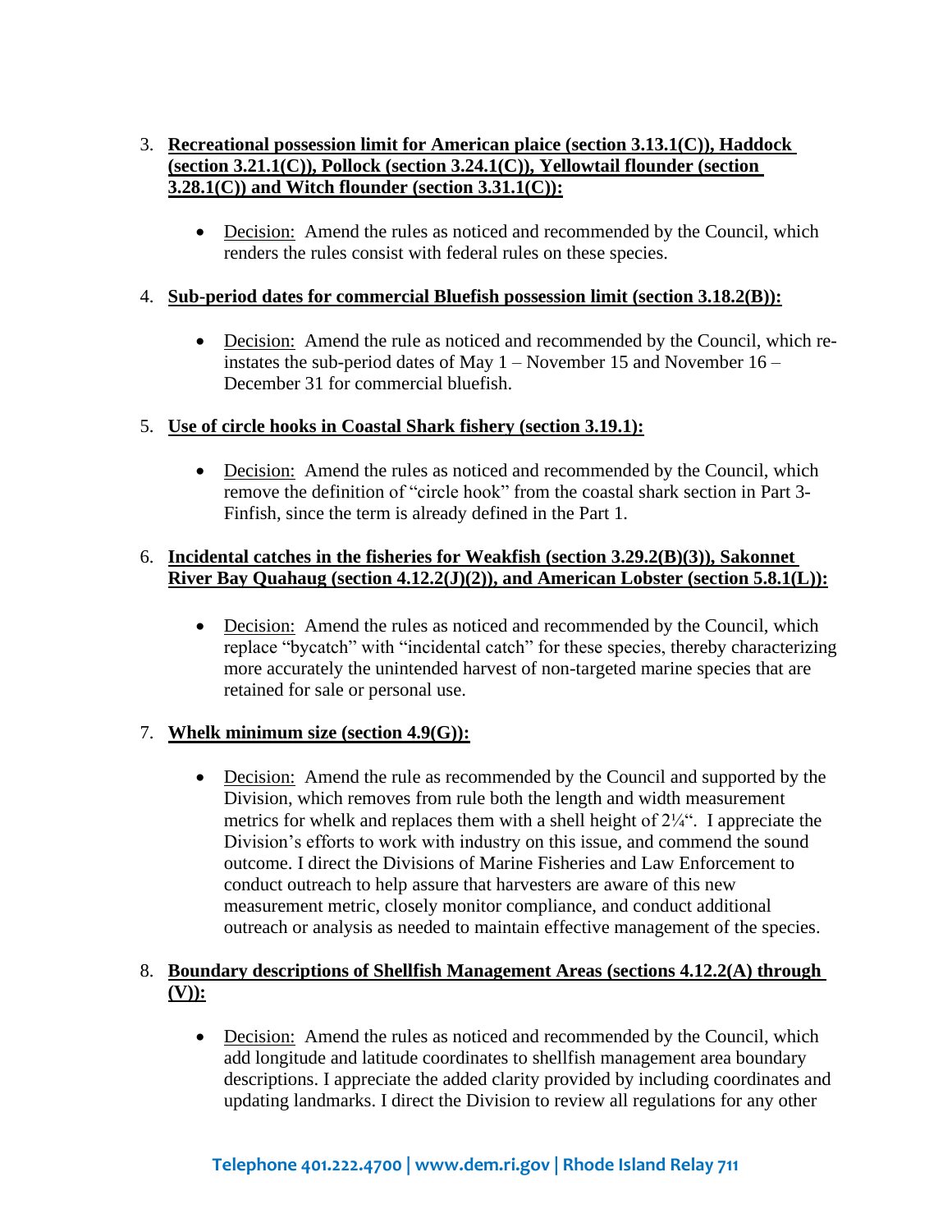3. **Recreational possession limit for American plaice (section 3.13.1(C)), Haddock (section 3.21.1(C)), Pollock (section 3.24.1(C)), Yellowtail flounder (section 3.28.1(C)) and Witch flounder (section 3.31.1(C)):**

   - Decision: Amend the rules as noticed and recommended by the Council, which renders the rules consist with federal rules on these species.

4. **Sub-period dates for commercial Bluefish possession limit (section 3.18.2(B)):**

   - Decision: Amend the rule as noticed and recommended by the Council, which re-instates the sub-period dates of May 1 – November 15 and November 16 – December 31 for commercial bluefish.

5. **Use of circle hooks in Coastal Shark fishery (section 3.19.1):**

   - Decision: Amend the rules as noticed and recommended by the Council, which remove the definition of "circle hook" from the coastal shark section in Part 3-Finfish, since the term is already defined in the Part 1.

6. **Incidental catches in the fisheries for Weakfish (section 3.29.2(B)(3)), Sakonnet River Bay Quahaug (section 4.12.2(J)(2)), and American Lobster (section 5.8.1(L)):**

   - Decision: Amend the rules as noticed and recommended by the Council, which replace "bycatch" with "incidental catch" for these species, thereby characterizing more accurately the unintended harvest of non-targeted marine species that are retained for sale or personal use.

7. **Whelk minimum size (section 4.9(G)):**

   - Decision: Amend the rule as recommended by the Council and supported by the Division, which removes from rule both the length and width measurement metrics for whelk and replaces them with a shell height of 2¼". I appreciate the Division's efforts to work with industry on this issue, and commend the sound outcome. I direct the Divisions of Marine Fisheries and Law Enforcement to conduct outreach to help assure that harvesters are aware of this new measurement metric, closely monitor compliance, and conduct additional outreach or analysis as needed to maintain effective management of the species.

8. **Boundary descriptions of Shellfish Management Areas (sections 4.12.2(A) through (V)):**

   - Decision: Amend the rules as noticed and recommended by the Council, which add longitude and latitude coordinates to shellfish management area boundary descriptions. I appreciate the added clarity provided by including coordinates and updating landmarks. I direct the Division to review all regulations for any other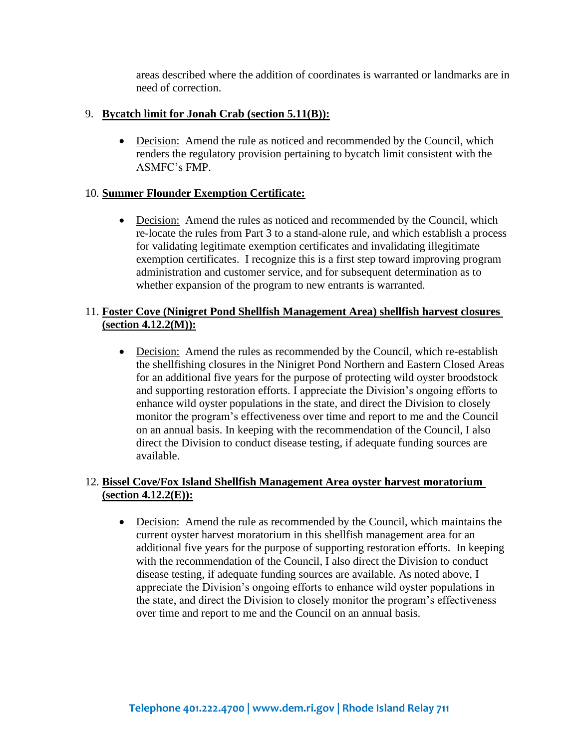areas described where the addition of coordinates is warranted or landmarks are in need of correction.

9. **Bycatch limit for Jonah Crab (section 5.11(B)):**

   - Decision: Amend the rule as noticed and recommended by the Council, which renders the regulatory provision pertaining to bycatch limit consistent with the ASMFC's FMP.

10. **Summer Flounder Exemption Certificate:**

    - Decision: Amend the rules as noticed and recommended by the Council, which re-locate the rules from Part 3 to a stand-alone rule, and which establish a process for validating legitimate exemption certificates and invalidating illegitimate exemption certificates. I recognize this is a first step toward improving program administration and customer service, and for subsequent determination as to whether expansion of the program to new entrants is warranted.

11. **Foster Cove (Ninigret Pond Shellfish Management Area) shellfish harvest closures (section 4.12.2(M)):**

    - Decision: Amend the rules as recommended by the Council, which re-establish the shellfishing closures in the Ninigret Pond Northern and Eastern Closed Areas for an additional five years for the purpose of protecting wild oyster broodstock and supporting restoration efforts. I appreciate the Division's ongoing efforts to enhance wild oyster populations in the state, and direct the Division to closely monitor the program's effectiveness over time and report to me and the Council on an annual basis. In keeping with the recommendation of the Council, I also direct the Division to conduct disease testing, if adequate funding sources are available.

12. **Bissel Cove/Fox Island Shellfish Management Area oyster harvest moratorium (section 4.12.2(E)):**

    - Decision: Amend the rule as recommended by the Council, which maintains the current oyster harvest moratorium in this shellfish management area for an additional five years for the purpose of supporting restoration efforts. In keeping with the recommendation of the Council, I also direct the Division to conduct disease testing, if adequate funding sources are available. As noted above, I appreciate the Division's ongoing efforts to enhance wild oyster populations in the state, and direct the Division to closely monitor the program's effectiveness over time and report to me and the Council on an annual basis.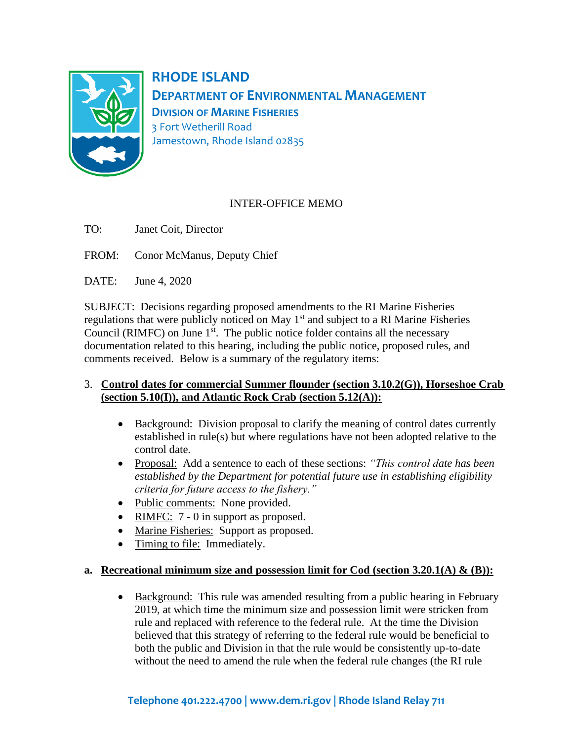# RHODE ISLAND

## DEPARTMENT OF ENVIRONMENTAL MANAGEMENT

### DIVISION OF MARINE FISHERIES

3 Fort Wetherill Road
Jamestown, Rhode Island 02835

INTER-OFFICE MEMO

TO: Janet Coit, Director

FROM: Conor McManus, Deputy Chief

DATE: June 4, 2020

SUBJECT: Decisions regarding proposed amendments to the RI Marine Fisheries regulations that were publicly noticed on May 1st and subject to a RI Marine Fisheries Council (RIMFC) on June 1st. The public notice folder contains all the necessary documentation related to this hearing, including the public notice, proposed rules, and comments received. Below is a summary of the regulatory items:

3. **Control dates for commercial Summer flounder (section 3.10.2(G)), Horseshoe Crab (section 5.10(I)), and Atlantic Rock Crab (section 5.12(A)):**

   - Background: Division proposal to clarify the meaning of control dates currently established in rule(s) but where regulations have not been adopted relative to the control date.
   - Proposal: Add a sentence to each of these sections: *"This control date has been established by the Department for potential future use in establishing eligibility criteria for future access to the fishery."*
   - Public comments: None provided.
   - RIMFC: 7 - 0 in support as proposed.
   - Marine Fisheries: Support as proposed.
   - Timing to file: Immediately.

a. **Recreational minimum size and possession limit for Cod (section 3.20.1(A) & (B)):**

   - Background: This rule was amended resulting from a public hearing in February 2019, at which time the minimum size and possession limit were stricken from rule and replaced with reference to the federal rule. At the time the Division believed that this strategy of referring to the federal rule would be beneficial to both the public and Division in that the rule would be consistently up-to-date without the need to amend the rule when the federal rule changes (the RI rule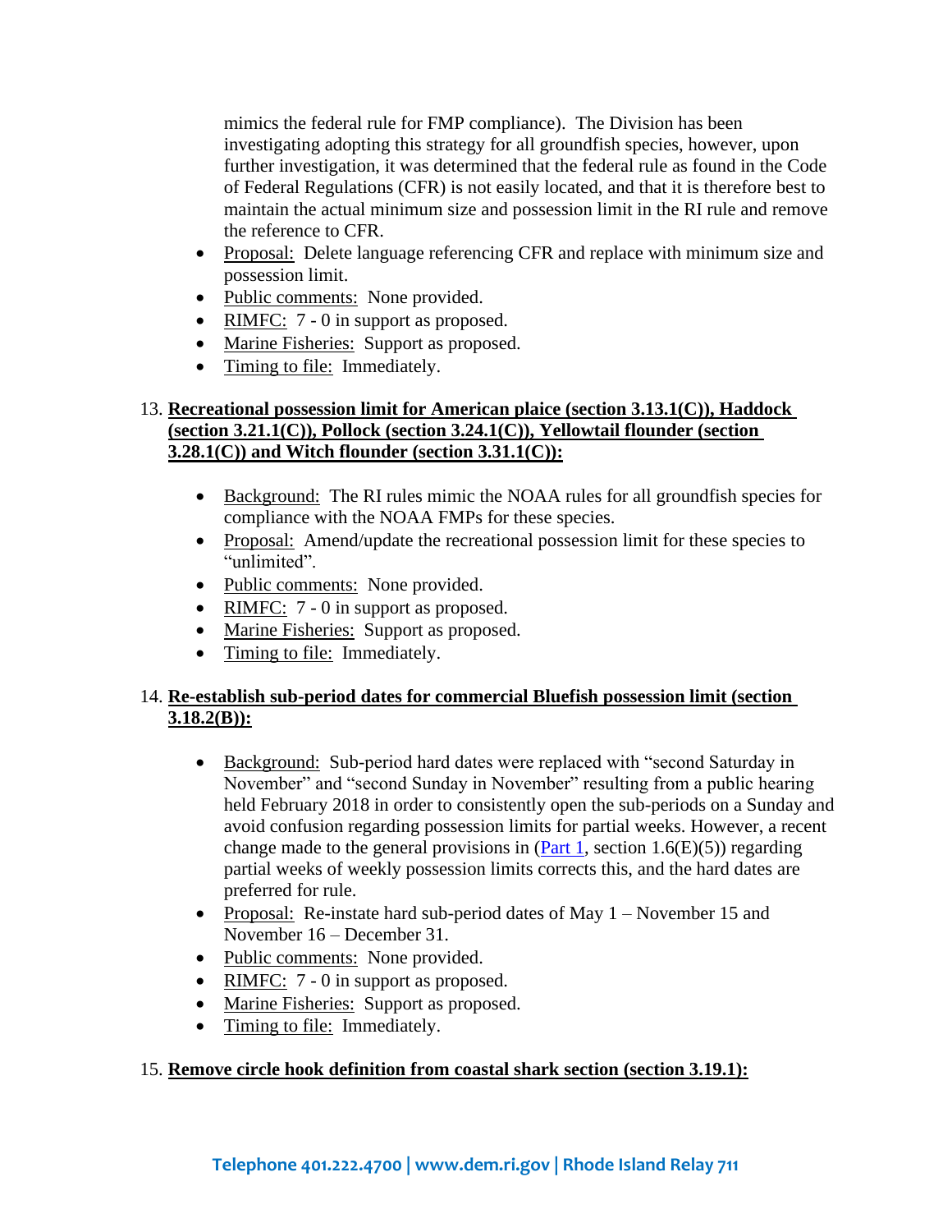mimics the federal rule for FMP compliance). The Division has been investigating adopting this strategy for all groundfish species, however, upon further investigation, it was determined that the federal rule as found in the Code of Federal Regulations (CFR) is not easily located, and that it is therefore best to maintain the actual minimum size and possession limit in the RI rule and remove the reference to CFR.

- Proposal: Delete language referencing CFR and replace with minimum size and possession limit.
- Public comments: None provided.
- RIMFC: 7 - 0 in support as proposed.
- Marine Fisheries: Support as proposed.
- Timing to file: Immediately.

13. **Recreational possession limit for American plaice (section 3.13.1(C)), Haddock (section 3.21.1(C)), Pollock (section 3.24.1(C)), Yellowtail flounder (section 3.28.1(C)) and Witch flounder (section 3.31.1(C)):**

    - Background: The RI rules mimic the NOAA rules for all groundfish species for compliance with the NOAA FMPs for these species.
    - Proposal: Amend/update the recreational possession limit for these species to "unlimited".
    - Public comments: None provided.
    - RIMFC: 7 - 0 in support as proposed.
    - Marine Fisheries: Support as proposed.
    - Timing to file: Immediately.

14. **Re-establish sub-period dates for commercial Bluefish possession limit (section 3.18.2(B)):**

    - Background: Sub-period hard dates were replaced with "second Saturday in November" and "second Sunday in November" resulting from a public hearing held February 2018 in order to consistently open the sub-periods on a Sunday and avoid confusion regarding possession limits for partial weeks. However, a recent change made to the general provisions in (Part 1, section 1.6(E)(5)) regarding partial weeks of weekly possession limits corrects this, and the hard dates are preferred for rule.
    - Proposal: Re-instate hard sub-period dates of May 1 – November 15 and November 16 – December 31.
    - Public comments: None provided.
    - RIMFC: 7 - 0 in support as proposed.
    - Marine Fisheries: Support as proposed.
    - Timing to file: Immediately.

15. **Remove circle hook definition from coastal shark section (section 3.19.1):**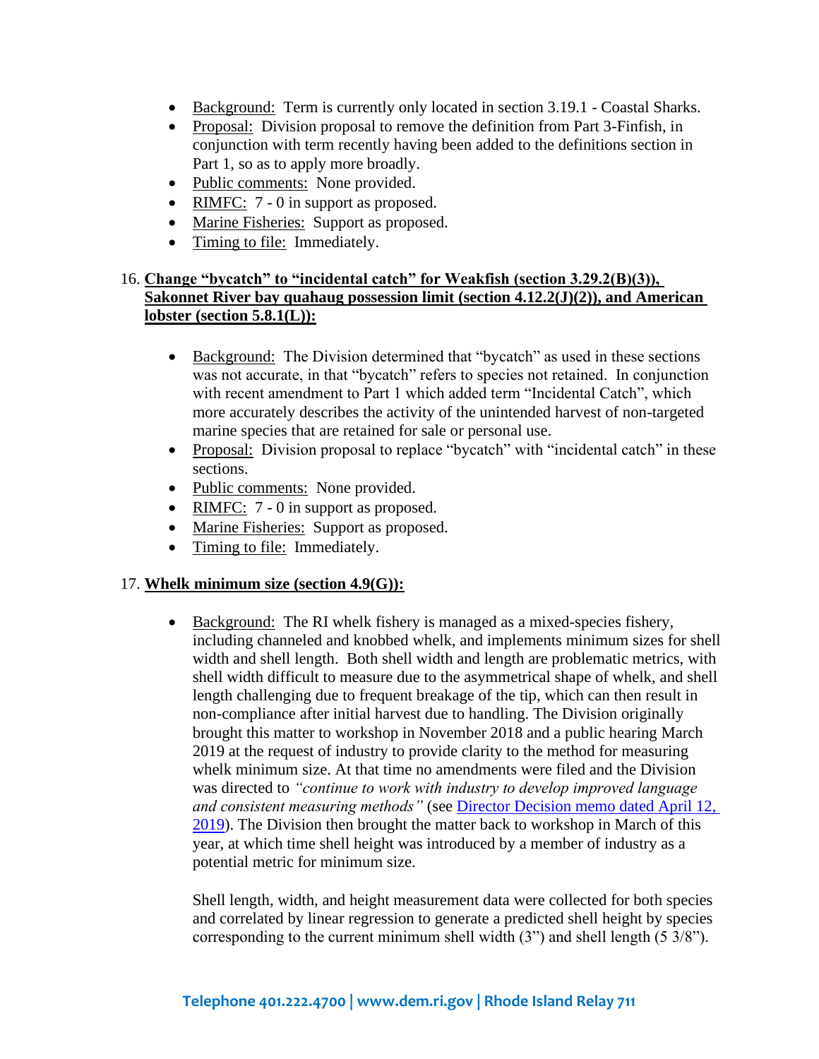- Background: Term is currently only located in section 3.19.1 - Coastal Sharks.
- Proposal: Division proposal to remove the definition from Part 3-Finfish, in conjunction with term recently having been added to the definitions section in Part 1, so as to apply more broadly.
- Public comments: None provided.
- RIMFC: 7 - 0 in support as proposed.
- Marine Fisheries: Support as proposed.
- Timing to file: Immediately.

16. **Change "bycatch" to "incidental catch" for Weakfish (section 3.29.2(B)(3)), Sakonnet River bay quahaug possession limit (section 4.12.2(J)(2)), and American lobster (section 5.8.1(L)):**

    - Background: The Division determined that "bycatch" as used in these sections was not accurate, in that "bycatch" refers to species not retained. In conjunction with recent amendment to Part 1 which added term "Incidental Catch", which more accurately describes the activity of the unintended harvest of non-targeted marine species that are retained for sale or personal use.
    - Proposal: Division proposal to replace "bycatch" with "incidental catch" in these sections.
    - Public comments: None provided.
    - RIMFC: 7 - 0 in support as proposed.
    - Marine Fisheries: Support as proposed.
    - Timing to file: Immediately.

17. **Whelk minimum size (section 4.9(G)):**

    - Background: The RI whelk fishery is managed as a mixed-species fishery, including channeled and knobbed whelk, and implements minimum sizes for shell width and shell length. Both shell width and length are problematic metrics, with shell width difficult to measure due to the asymmetrical shape of whelk, and shell length challenging due to frequent breakage of the tip, which can then result in non-compliance after initial harvest due to handling. The Division originally brought this matter to workshop in November 2018 and a public hearing March 2019 at the request of industry to provide clarity to the method for measuring whelk minimum size. At that time no amendments were filed and the Division was directed to *"continue to work with industry to develop improved language and consistent measuring methods"* (see Director Decision memo dated April 12, 2019). The Division then brought the matter back to workshop in March of this year, at which time shell height was introduced by a member of industry as a potential metric for minimum size.

      Shell length, width, and height measurement data were collected for both species and correlated by linear regression to generate a predicted shell height by species corresponding to the current minimum shell width (3") and shell length (5 3/8").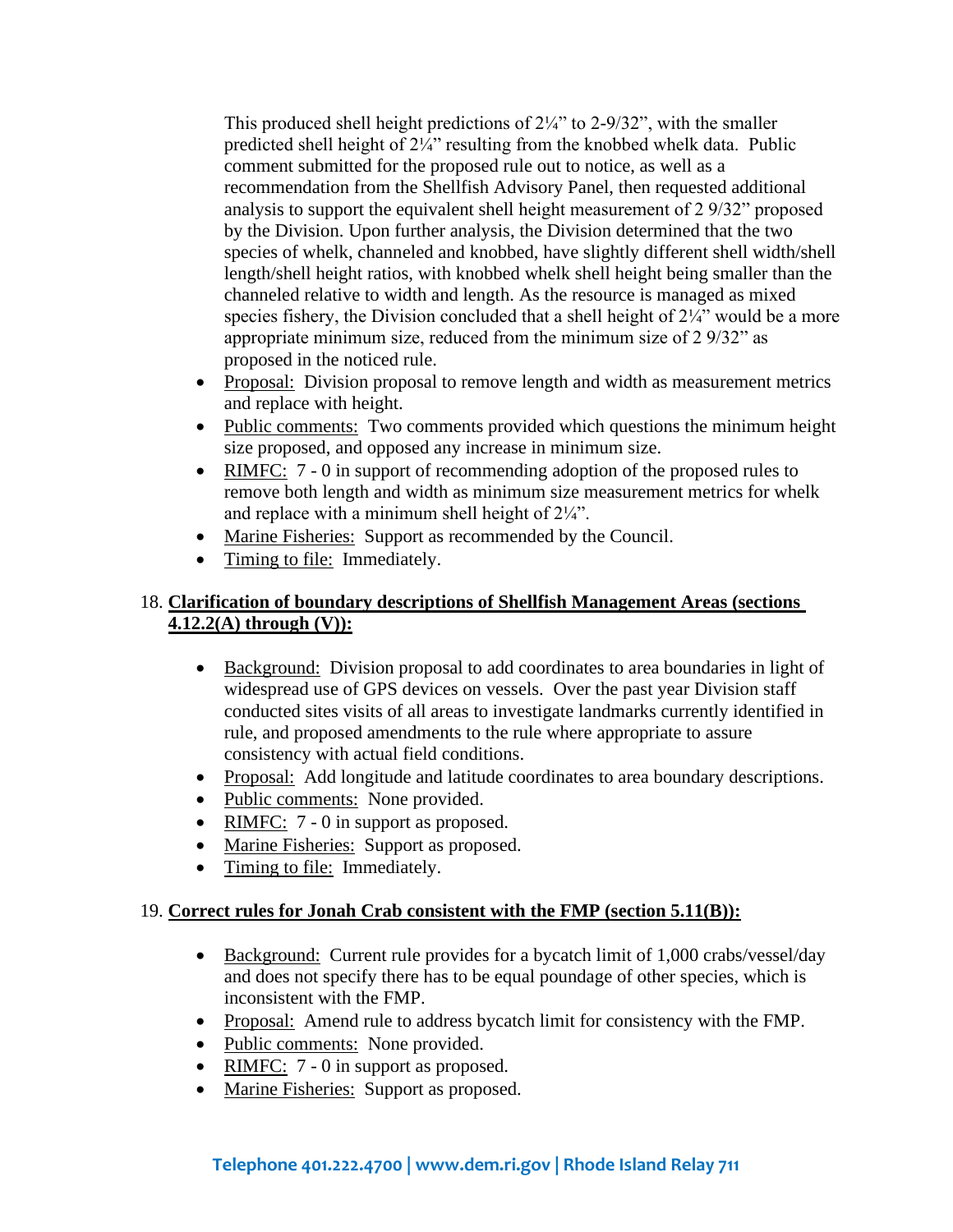This produced shell height predictions of 2¼" to 2-9/32", with the smaller predicted shell height of 2¼" resulting from the knobbed whelk data. Public comment submitted for the proposed rule out to notice, as well as a recommendation from the Shellfish Advisory Panel, then requested additional analysis to support the equivalent shell height measurement of 2 9/32" proposed by the Division. Upon further analysis, the Division determined that the two species of whelk, channeled and knobbed, have slightly different shell width/shell length/shell height ratios, with knobbed whelk shell height being smaller than the channeled relative to width and length. As the resource is managed as mixed species fishery, the Division concluded that a shell height of 2¼" would be a more appropriate minimum size, reduced from the minimum size of 2 9/32" as proposed in the noticed rule.

- Proposal: Division proposal to remove length and width as measurement metrics and replace with height.
- Public comments: Two comments provided which questions the minimum height size proposed, and opposed any increase in minimum size.
- RIMFC: 7 - 0 in support of recommending adoption of the proposed rules to remove both length and width as minimum size measurement metrics for whelk and replace with a minimum shell height of 2¼".
- Marine Fisheries: Support as recommended by the Council.
- Timing to file: Immediately.

18. **Clarification of boundary descriptions of Shellfish Management Areas (sections 4.12.2(A) through (V)):**

    - Background: Division proposal to add coordinates to area boundaries in light of widespread use of GPS devices on vessels. Over the past year Division staff conducted sites visits of all areas to investigate landmarks currently identified in rule, and proposed amendments to the rule where appropriate to assure consistency with actual field conditions.
    - Proposal: Add longitude and latitude coordinates to area boundary descriptions.
    - Public comments: None provided.
    - RIMFC: 7 - 0 in support as proposed.
    - Marine Fisheries: Support as proposed.
    - Timing to file: Immediately.

19. **Correct rules for Jonah Crab consistent with the FMP (section 5.11(B)):**

    - Background: Current rule provides for a bycatch limit of 1,000 crabs/vessel/day and does not specify there has to be equal poundage of other species, which is inconsistent with the FMP.
    - Proposal: Amend rule to address bycatch limit for consistency with the FMP.
    - Public comments: None provided.
    - RIMFC: 7 - 0 in support as proposed.
    - Marine Fisheries: Support as proposed.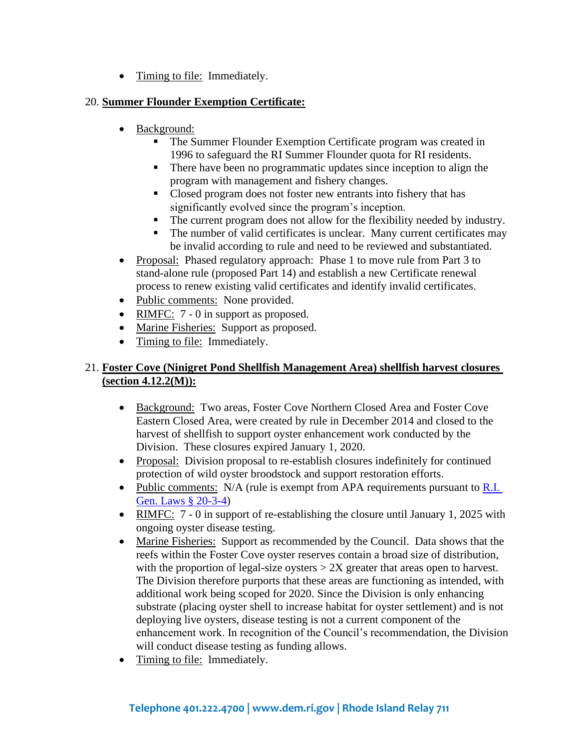- Timing to file: Immediately.

20. **Summer Flounder Exemption Certificate:**

- Background:
    - The Summer Flounder Exemption Certificate program was created in 1996 to safeguard the RI Summer Flounder quota for RI residents.
    - There have been no programmatic updates since inception to align the program with management and fishery changes.
    - Closed program does not foster new entrants into fishery that has significantly evolved since the program's inception.
    - The current program does not allow for the flexibility needed by industry.
    - The number of valid certificates is unclear. Many current certificates may be invalid according to rule and need to be reviewed and substantiated.
- Proposal: Phased regulatory approach: Phase 1 to move rule from Part 3 to stand-alone rule (proposed Part 14) and establish a new Certificate renewal process to renew existing valid certificates and identify invalid certificates.
- Public comments: None provided.
- RIMFC: 7 - 0 in support as proposed.
- Marine Fisheries: Support as proposed.
- Timing to file: Immediately.

21. **Foster Cove (Ninigret Pond Shellfish Management Area) shellfish harvest closures (section 4.12.2(M)):**

- Background: Two areas, Foster Cove Northern Closed Area and Foster Cove Eastern Closed Area, were created by rule in December 2014 and closed to the harvest of shellfish to support oyster enhancement work conducted by the Division. These closures expired January 1, 2020.
- Proposal: Division proposal to re-establish closures indefinitely for continued protection of wild oyster broodstock and support restoration efforts.
- Public comments: N/A (rule is exempt from APA requirements pursuant to R.I. Gen. Laws § 20-3-4)
- RIMFC: 7 - 0 in support of re-establishing the closure until January 1, 2025 with ongoing oyster disease testing.
- Marine Fisheries: Support as recommended by the Council. Data shows that the reefs within the Foster Cove oyster reserves contain a broad size of distribution, with the proportion of legal-size oysters > 2X greater that areas open to harvest. The Division therefore purports that these areas are functioning as intended, with additional work being scoped for 2020. Since the Division is only enhancing substrate (placing oyster shell to increase habitat for oyster settlement) and is not deploying live oysters, disease testing is not a current component of the enhancement work. In recognition of the Council's recommendation, the Division will conduct disease testing as funding allows.
- Timing to file: Immediately.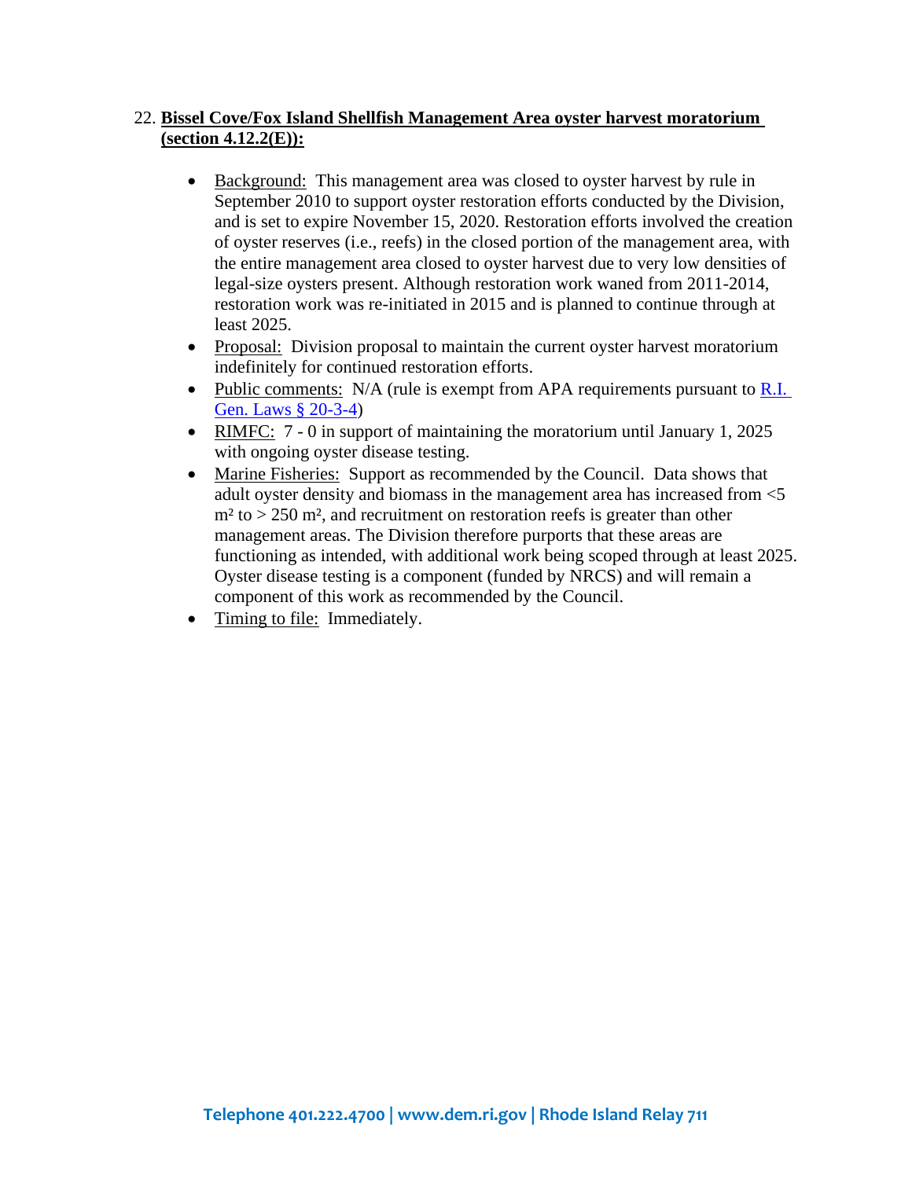22. **Bissel Cove/Fox Island Shellfish Management Area oyster harvest moratorium (section 4.12.2(E)):**

    - Background: This management area was closed to oyster harvest by rule in September 2010 to support oyster restoration efforts conducted by the Division, and is set to expire November 15, 2020. Restoration efforts involved the creation of oyster reserves (i.e., reefs) in the closed portion of the management area, with the entire management area closed to oyster harvest due to very low densities of legal-size oysters present. Although restoration work waned from 2011-2014, restoration work was re-initiated in 2015 and is planned to continue through at least 2025.
    - Proposal: Division proposal to maintain the current oyster harvest moratorium indefinitely for continued restoration efforts.
    - Public comments: N/A (rule is exempt from APA requirements pursuant to [R.I. Gen. Laws § 20-3-4])
    - RIMFC: 7 - 0 in support of maintaining the moratorium until January 1, 2025 with ongoing oyster disease testing.
    - Marine Fisheries: Support as recommended by the Council. Data shows that adult oyster density and biomass in the management area has increased from <5 $m^2$ to > 250 $m^2$, and recruitment on restoration reefs is greater than other management areas. The Division therefore purports that these areas are functioning as intended, with additional work being scoped through at least 2025. Oyster disease testing is a component (funded by NRCS) and will remain a component of this work as recommended by the Council.
    - Timing to file: Immediately.